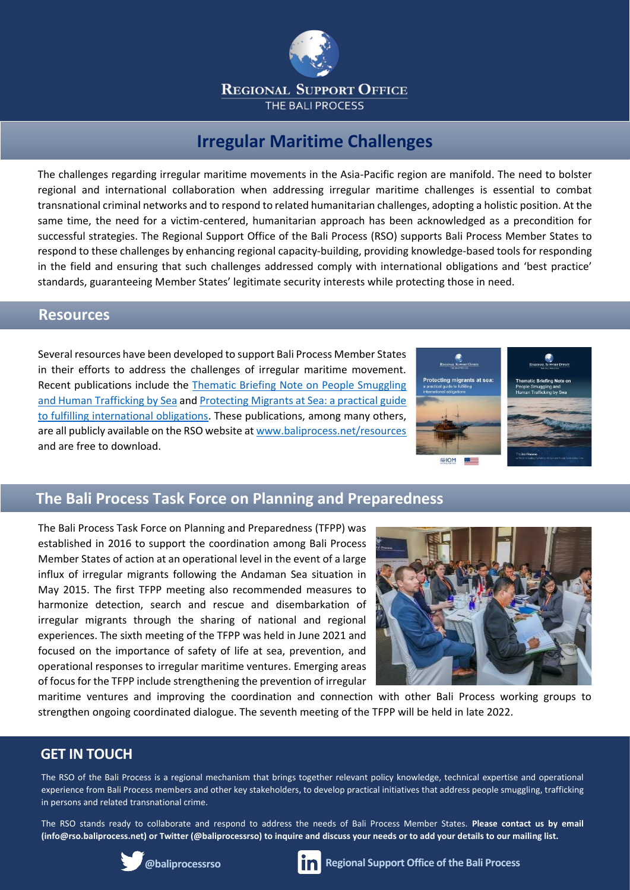REGIONAL SUPPORT OFFICE

THE BALI PROCESS

# Irregular Maritime Challenges

The challenges regarding irregular maritime movements in the Asia-Pacific region are manifold. The need to bolster regional and international collaboration when addressing irregular maritime challenges is essential to combat transnational criminal networks and to respond to related humanitarian challenges, adopting a holistic position. At the same time, the need for a victim-centered, humanitarian approach has been acknowledged as a precondition for successful strategies. The Regional Support Office of the Bali Process (RSO) supports Bali Process Member States to respond to these challenges by enhancing regional capacity-building, providing knowledge-based tools for responding in the field and ensuring that such challenges addressed comply with international obligations and 'best practice' standards, guaranteeing Member States' legitimate security interests while protecting those in need.

## Resources

Several resources have been developed to support Bali Process Member States in their efforts to address the challenges of irregular maritime movement. Recent publications include the Thematic Briefing Note on People Smuggling and Human Trafficking by Sea and Protecting Migrants at Sea: a practical guide to fulfilling international obligations. These publications, among many others, are all publicly available on the RSO website at www.baliprocess.net/resources and are free to download.

## The Bali Process Task Force on Planning and Preparedness

The Bali Process Task Force on Planning and Preparedness (TFPP) was established in 2016 to support the coordination among Bali Process Member States of action at an operational level in the event of a large influx of irregular migrants following the Andaman Sea situation in May 2015. The first TFPP meeting also recommended measures to harmonize detection, search and rescue and disembarkation of irregular migrants through the sharing of national and regional experiences. The sixth meeting of the TFPP was held in June 2021 and focused on the importance of safety of life at sea, prevention, and operational responses to irregular maritime ventures. Emerging areas of focus for the TFPP include strengthening the prevention of irregular maritime ventures and improving the coordination and connection with other Bali Process working groups to strengthen ongoing coordinated dialogue. The seventh meeting of the TFPP will be held in late 2022.

## GET IN TOUCH

The RSO of the Bali Process is a regional mechanism that brings together relevant policy knowledge, technical expertise and operational experience from Bali Process members and other key stakeholders, to develop practical initiatives that address people smuggling, trafficking in persons and related transnational crime.

The RSO stands ready to collaborate and respond to address the needs of Bali Process Member States. **Please contact us by email (info@rso.baliprocess.net) or Twitter (@baliprocessrso) to inquire and discuss your needs or to add your details to our mailing list.**

@baliprocessrso

Regional Support Office of the Bali Process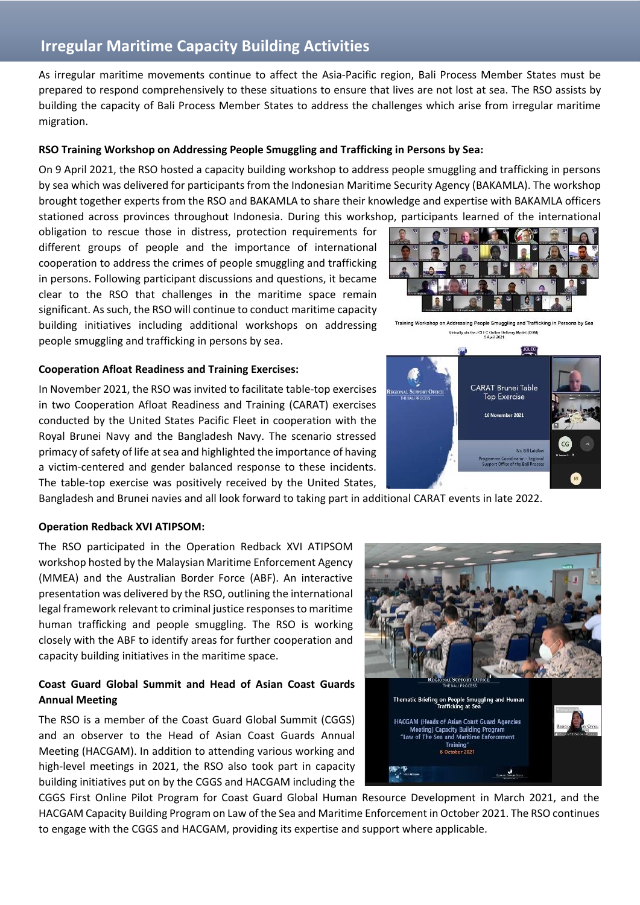## Irregular Maritime Capacity Building Activities

As irregular maritime movements continue to affect the Asia-Pacific region, Bali Process Member States must be prepared to respond comprehensively to these situations to ensure that lives are not lost at sea. The RSO assists by building the capacity of Bali Process Member States to address the challenges which arise from irregular maritime migration.

**RSO Training Workshop on Addressing People Smuggling and Trafficking in Persons by Sea:**

On 9 April 2021, the RSO hosted a capacity building workshop to address people smuggling and trafficking in persons by sea which was delivered for participants from the Indonesian Maritime Security Agency (BAKAMLA). The workshop brought together experts from the RSO and BAKAMLA to share their knowledge and expertise with BAKAMLA officers stationed across provinces throughout Indonesia. During this workshop, participants learned of the international obligation to rescue those in distress, protection requirements for different groups of people and the importance of international cooperation to address the crimes of people smuggling and trafficking in persons. Following participant discussions and questions, it became clear to the RSO that challenges in the maritime space remain significant. As such, the RSO will continue to conduct maritime capacity building initiatives including additional workshops on addressing people smuggling and trafficking in persons by sea.

Training Workshop on Addressing People Smuggling and Trafficking in Persons by Sea

**Cooperation Afloat Readiness and Training Exercises:**

In November 2021, the RSO was invited to facilitate table-top exercises in two Cooperation Afloat Readiness and Training (CARAT) exercises conducted by the United States Pacific Fleet in cooperation with the Royal Brunei Navy and the Bangladesh Navy. The scenario stressed primacy of safety of life at sea and highlighted the importance of having a victim-centered and gender balanced response to these incidents. The table-top exercise was positively received by the United States, Bangladesh and Brunei navies and all look forward to taking part in additional CARAT events in late 2022.

**Operation Redback XVI ATIPSOM:**

The RSO participated in the Operation Redback XVI ATIPSOM workshop hosted by the Malaysian Maritime Enforcement Agency (MMEA) and the Australian Border Force (ABF). An interactive presentation was delivered by the RSO, outlining the international legal framework relevant to criminal justice responses to maritime human trafficking and people smuggling. The RSO is working closely with the ABF to identify areas for further cooperation and capacity building initiatives in the maritime space.

**Coast Guard Global Summit and Head of Asian Coast Guards Annual Meeting**

The RSO is a member of the Coast Guard Global Summit (CGGS) and an observer to the Head of Asian Coast Guards Annual Meeting (HACGAM). In addition to attending various working and high-level meetings in 2021, the RSO also took part in capacity building initiatives put on by the CGGS and HACGAM including the CGGS First Online Pilot Program for Coast Guard Global Human Resource Development in March 2021, and the HACGAM Capacity Building Program on Law of the Sea and Maritime Enforcement in October 2021. The RSO continues to engage with the CGGS and HACGAM, providing its expertise and support where applicable.